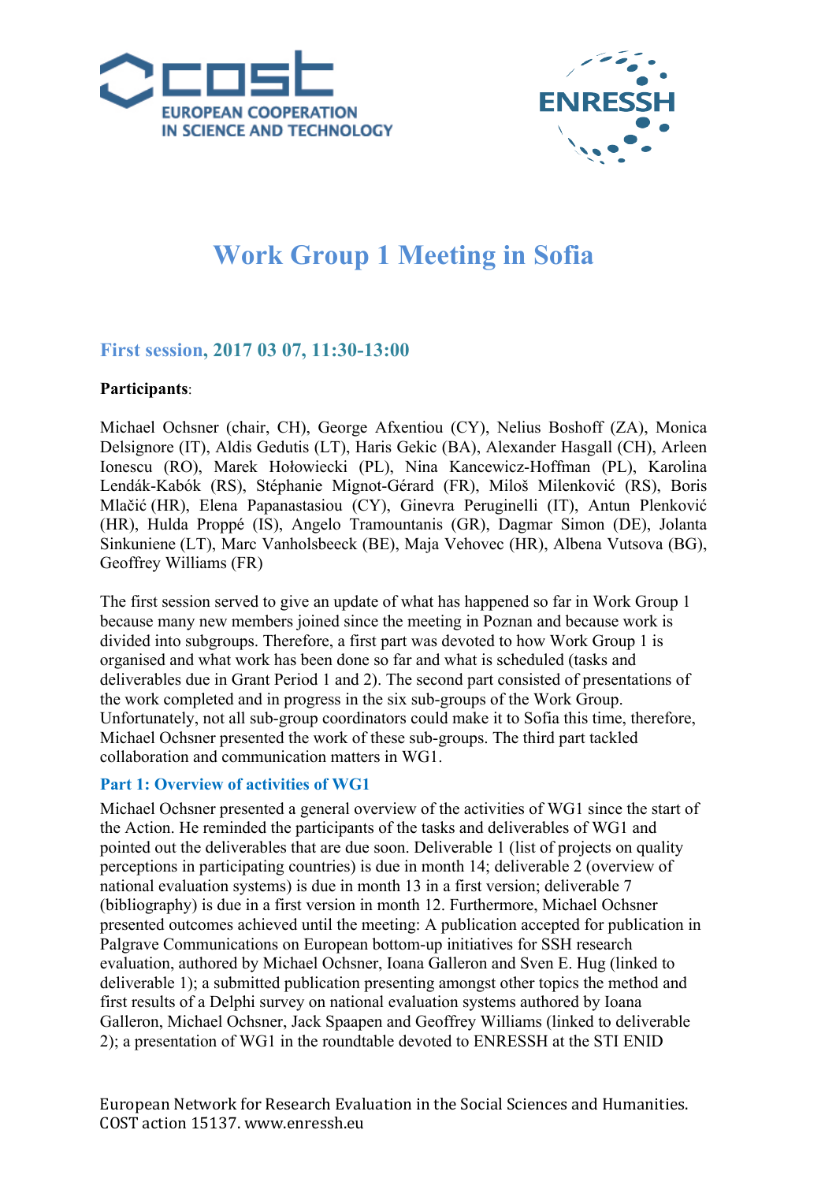# Work Group 1 Meeting in Sofia

## First session, 2017 03 07, 11:30-13:00

**Participants**:

Michael Ochsner (chair, CH), George Afxentiou (CY), Nelius Boshoff (ZA), Monica Delsignore (IT), Aldis Gedutis (LT), Haris Gekic (BA), Alexander Hasgall (CH), Arleen Ionescu (RO), Marek Hołowiecki (PL), Nina Kancewicz-Hoffman (PL), Karolina Lendák-Kabók (RS), Stéphanie Mignot-Gérard (FR), Miloš Milenković (RS), Boris Mlačić (HR), Elena Papanastasiou (CY), Ginevra Peruginelli (IT), Antun Plenković (HR), Hulda Proppé (IS), Angelo Tramountanis (GR), Dagmar Simon (DE), Jolanta Sinkuniene (LT), Marc Vanholsbeeck (BE), Maja Vehovec (HR), Albena Vutsova (BG), Geoffrey Williams (FR)

The first session served to give an update of what has happened so far in Work Group 1 because many new members joined since the meeting in Poznan and because work is divided into subgroups. Therefore, a first part was devoted to how Work Group 1 is organised and what work has been done so far and what is scheduled (tasks and deliverables due in Grant Period 1 and 2). The second part consisted of presentations of the work completed and in progress in the six sub-groups of the Work Group. Unfortunately, not all sub-group coordinators could make it to Sofia this time, therefore, Michael Ochsner presented the work of these sub-groups. The third part tackled collaboration and communication matters in WG1.

### Part 1: Overview of activities of WG1

Michael Ochsner presented a general overview of the activities of WG1 since the start of the Action. He reminded the participants of the tasks and deliverables of WG1 and pointed out the deliverables that are due soon. Deliverable 1 (list of projects on quality perceptions in participating countries) is due in month 14; deliverable 2 (overview of national evaluation systems) is due in month 13 in a first version; deliverable 7 (bibliography) is due in a first version in month 12. Furthermore, Michael Ochsner presented outcomes achieved until the meeting: A publication accepted for publication in Palgrave Communications on European bottom-up initiatives for SSH research evaluation, authored by Michael Ochsner, Ioana Galleron and Sven E. Hug (linked to deliverable 1); a submitted publication presenting amongst other topics the method and first results of a Delphi survey on national evaluation systems authored by Ioana Galleron, Michael Ochsner, Jack Spaapen and Geoffrey Williams (linked to deliverable 2); a presentation of WG1 in the roundtable devoted to ENRESSH at the STI ENID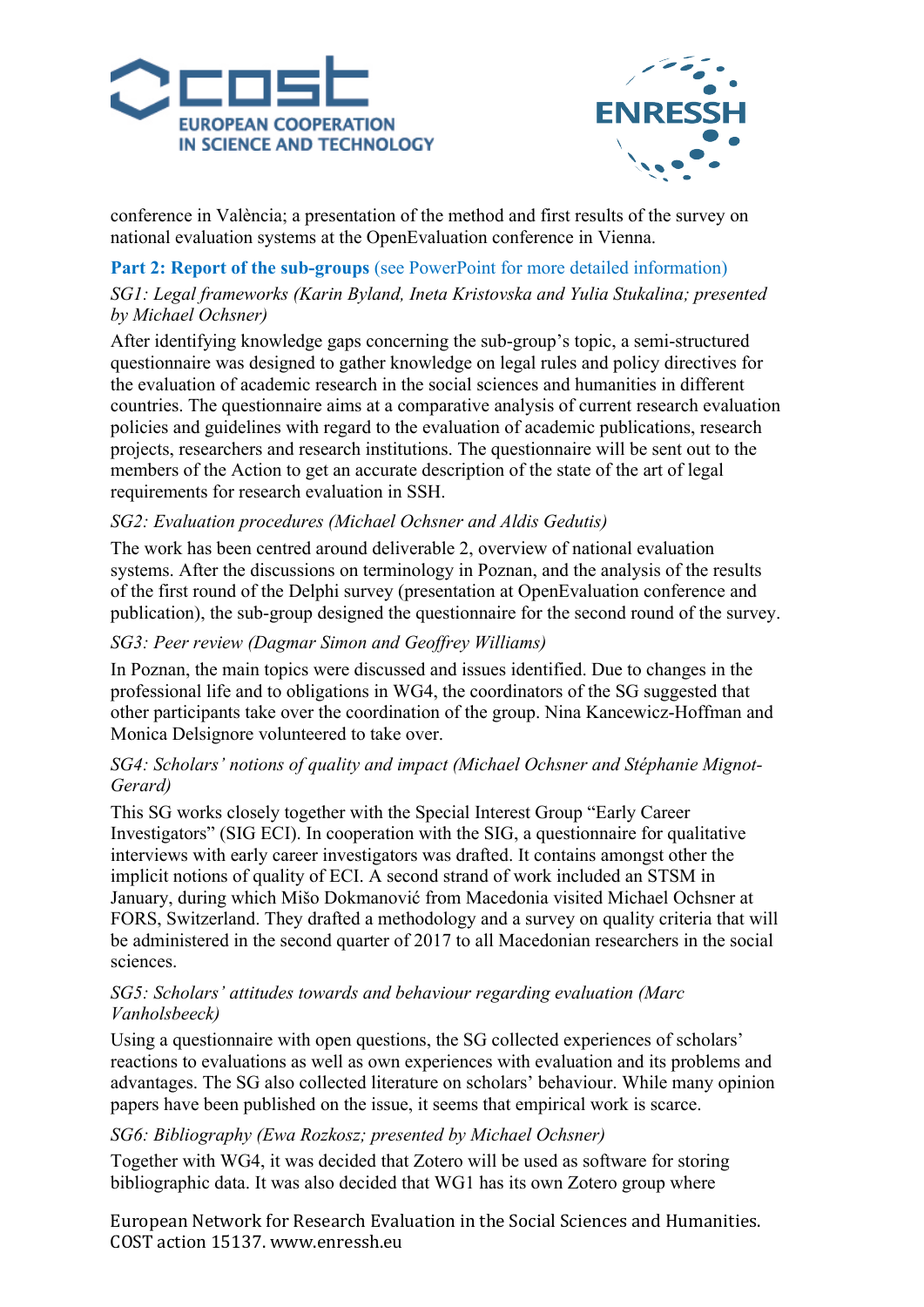conference in València; a presentation of the method and first results of the survey on national evaluation systems at the OpenEvaluation conference in Vienna.

## Part 2: Report of the sub-groups (see PowerPoint for more detailed information)

*SG1: Legal frameworks (Karin Byland, Ineta Kristovska and Yulia Stukalina; presented by Michael Ochsner)*

After identifying knowledge gaps concerning the sub-group's topic, a semi-structured questionnaire was designed to gather knowledge on legal rules and policy directives for the evaluation of academic research in the social sciences and humanities in different countries. The questionnaire aims at a comparative analysis of current research evaluation policies and guidelines with regard to the evaluation of academic publications, research projects, researchers and research institutions. The questionnaire will be sent out to the members of the Action to get an accurate description of the state of the art of legal requirements for research evaluation in SSH.

*SG2: Evaluation procedures (Michael Ochsner and Aldis Gedutis)*

The work has been centred around deliverable 2, overview of national evaluation systems. After the discussions on terminology in Poznan, and the analysis of the results of the first round of the Delphi survey (presentation at OpenEvaluation conference and publication), the sub-group designed the questionnaire for the second round of the survey.

*SG3: Peer review (Dagmar Simon and Geoffrey Williams)*

In Poznan, the main topics were discussed and issues identified. Due to changes in the professional life and to obligations in WG4, the coordinators of the SG suggested that other participants take over the coordination of the group. Nina Kancewicz-Hoffman and Monica Delsignore volunteered to take over.

*SG4: Scholars' notions of quality and impact (Michael Ochsner and Stéphanie Mignot-Gerard)*

This SG works closely together with the Special Interest Group "Early Career Investigators" (SIG ECI). In cooperation with the SIG, a questionnaire for qualitative interviews with early career investigators was drafted. It contains amongst other the implicit notions of quality of ECI. A second strand of work included an STSM in January, during which Mišo Dokmanović from Macedonia visited Michael Ochsner at FORS, Switzerland. They drafted a methodology and a survey on quality criteria that will be administered in the second quarter of 2017 to all Macedonian researchers in the social sciences.

*SG5: Scholars' attitudes towards and behaviour regarding evaluation (Marc Vanholsbeeck)*

Using a questionnaire with open questions, the SG collected experiences of scholars' reactions to evaluations as well as own experiences with evaluation and its problems and advantages. The SG also collected literature on scholars' behaviour. While many opinion papers have been published on the issue, it seems that empirical work is scarce.

*SG6: Bibliography (Ewa Rozkosz; presented by Michael Ochsner)*

Together with WG4, it was decided that Zotero will be used as software for storing bibliographic data. It was also decided that WG1 has its own Zotero group where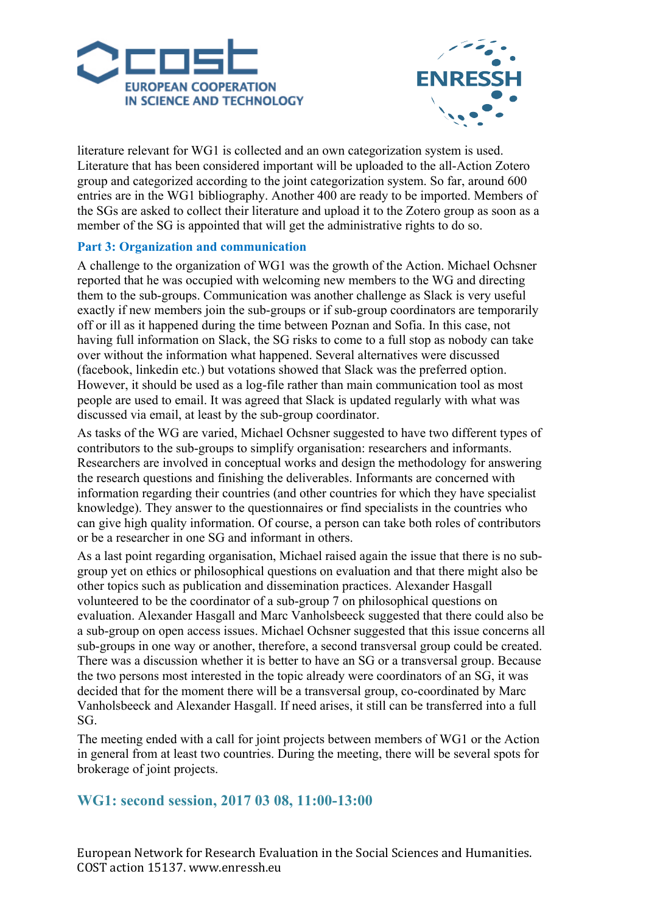literature relevant for WG1 is collected and an own categorization system is used. Literature that has been considered important will be uploaded to the all-Action Zotero group and categorized according to the joint categorization system. So far, around 600 entries are in the WG1 bibliography. Another 400 are ready to be imported. Members of the SGs are asked to collect their literature and upload it to the Zotero group as soon as a member of the SG is appointed that will get the administrative rights to do so.

### Part 3: Organization and communication

A challenge to the organization of WG1 was the growth of the Action. Michael Ochsner reported that he was occupied with welcoming new members to the WG and directing them to the sub-groups. Communication was another challenge as Slack is very useful exactly if new members join the sub-groups or if sub-group coordinators are temporarily off or ill as it happened during the time between Poznan and Sofia. In this case, not having full information on Slack, the SG risks to come to a full stop as nobody can take over without the information what happened. Several alternatives were discussed (facebook, linkedin etc.) but votations showed that Slack was the preferred option. However, it should be used as a log-file rather than main communication tool as most people are used to email. It was agreed that Slack is updated regularly with what was discussed via email, at least by the sub-group coordinator.

As tasks of the WG are varied, Michael Ochsner suggested to have two different types of contributors to the sub-groups to simplify organisation: researchers and informants. Researchers are involved in conceptual works and design the methodology for answering the research questions and finishing the deliverables. Informants are concerned with information regarding their countries (and other countries for which they have specialist knowledge). They answer to the questionnaires or find specialists in the countries who can give high quality information. Of course, a person can take both roles of contributors or be a researcher in one SG and informant in others.

As a last point regarding organisation, Michael raised again the issue that there is no sub-group yet on ethics or philosophical questions on evaluation and that there might also be other topics such as publication and dissemination practices. Alexander Hasgall volunteered to be the coordinator of a sub-group 7 on philosophical questions on evaluation. Alexander Hasgall and Marc Vanholsbeeck suggested that there could also be a sub-group on open access issues. Michael Ochsner suggested that this issue concerns all sub-groups in one way or another, therefore, a second transversal group could be created. There was a discussion whether it is better to have an SG or a transversal group. Because the two persons most interested in the topic already were coordinators of an SG, it was decided that for the moment there will be a transversal group, co-coordinated by Marc Vanholsbeeck and Alexander Hasgall. If need arises, it still can be transferred into a full SG.

The meeting ended with a call for joint projects between members of WG1 or the Action in general from at least two countries. During the meeting, there will be several spots for brokerage of joint projects.

## WG1: second session, 2017 03 08, 11:00-13:00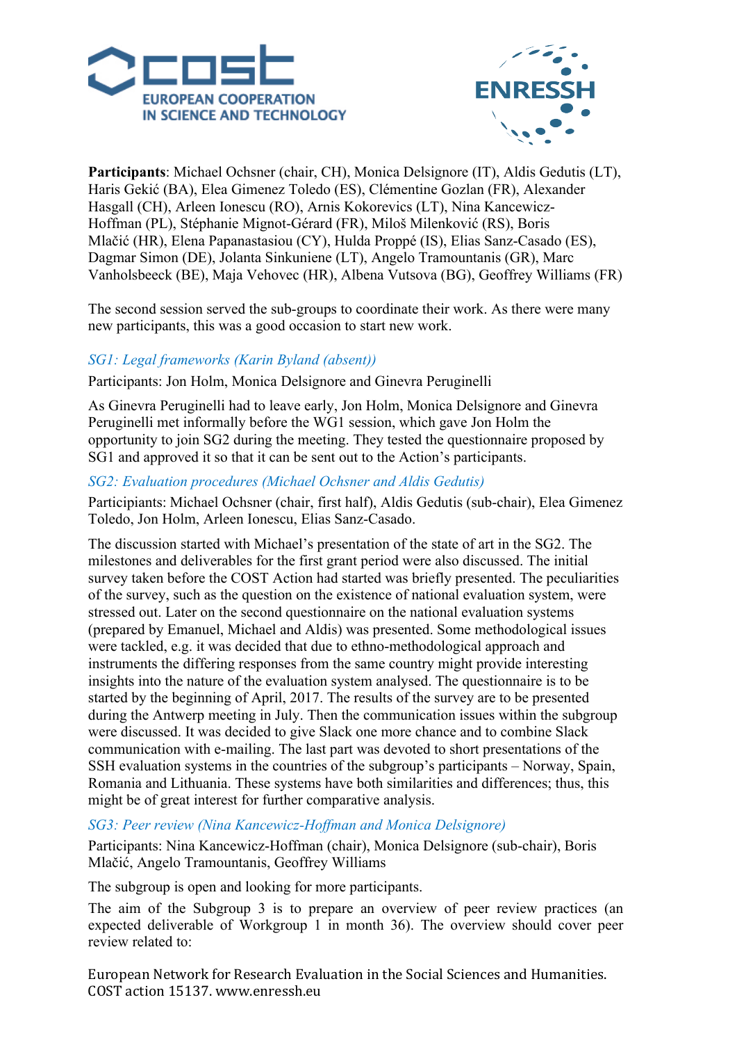**Participants**: Michael Ochsner (chair, CH), Monica Delsignore (IT), Aldis Gedutis (LT), Haris Gekić (BA), Elea Gimenez Toledo (ES), Clémentine Gozlan (FR), Alexander Hasgall (CH), Arleen Ionescu (RO), Arnis Kokorevics (LT), Nina Kancewicz-Hoffman (PL), Stéphanie Mignot-Gérard (FR), Miloš Milenković (RS), Boris Mlačić (HR), Elena Papanastasiou (CY), Hulda Proppé (IS), Elias Sanz-Casado (ES), Dagmar Simon (DE), Jolanta Sinkuniene (LT), Angelo Tramountanis (GR), Marc Vanholsbeeck (BE), Maja Vehovec (HR), Albena Vutsova (BG), Geoffrey Williams (FR)

The second session served the sub-groups to coordinate their work. As there were many new participants, this was a good occasion to start new work.

### *SG1: Legal frameworks (Karin Byland (absent))*

Participants: Jon Holm, Monica Delsignore and Ginevra Peruginelli

As Ginevra Peruginelli had to leave early, Jon Holm, Monica Delsignore and Ginevra Peruginelli met informally before the WG1 session, which gave Jon Holm the opportunity to join SG2 during the meeting. They tested the questionnaire proposed by SG1 and approved it so that it can be sent out to the Action's participants.

### *SG2: Evaluation procedures (Michael Ochsner and Aldis Gedutis)*

Participants: Michael Ochsner (chair, first half), Aldis Gedutis (sub-chair), Elea Gimenez Toledo, Jon Holm, Arleen Ionescu, Elias Sanz-Casado.

The discussion started with Michael's presentation of the state of art in the SG2. The milestones and deliverables for the first grant period were also discussed. The initial survey taken before the COST Action had started was briefly presented. The peculiarities of the survey, such as the question on the existence of national evaluation system, were stressed out. Later on the second questionnaire on the national evaluation systems (prepared by Emanuel, Michael and Aldis) was presented. Some methodological issues were tackled, e.g. it was decided that due to ethno-methodological approach and instruments the differing responses from the same country might provide interesting insights into the nature of the evaluation system analysed. The questionnaire is to be started by the beginning of April, 2017. The results of the survey are to be presented during the Antwerp meeting in July. Then the communication issues within the subgroup were discussed. It was decided to give Slack one more chance and to combine Slack communication with e-mailing. The last part was devoted to short presentations of the SSH evaluation systems in the countries of the subgroup's participants – Norway, Spain, Romania and Lithuania. These systems have both similarities and differences; thus, this might be of great interest for further comparative analysis.

### *SG3: Peer review (Nina Kancewicz-Hoffman and Monica Delsignore)*

Participants: Nina Kancewicz-Hoffman (chair), Monica Delsignore (sub-chair), Boris Mlačić, Angelo Tramountanis, Geoffrey Williams

The subgroup is open and looking for more participants.

The aim of the Subgroup 3 is to prepare an overview of peer review practices (an expected deliverable of Workgroup 1 in month 36). The overview should cover peer review related to: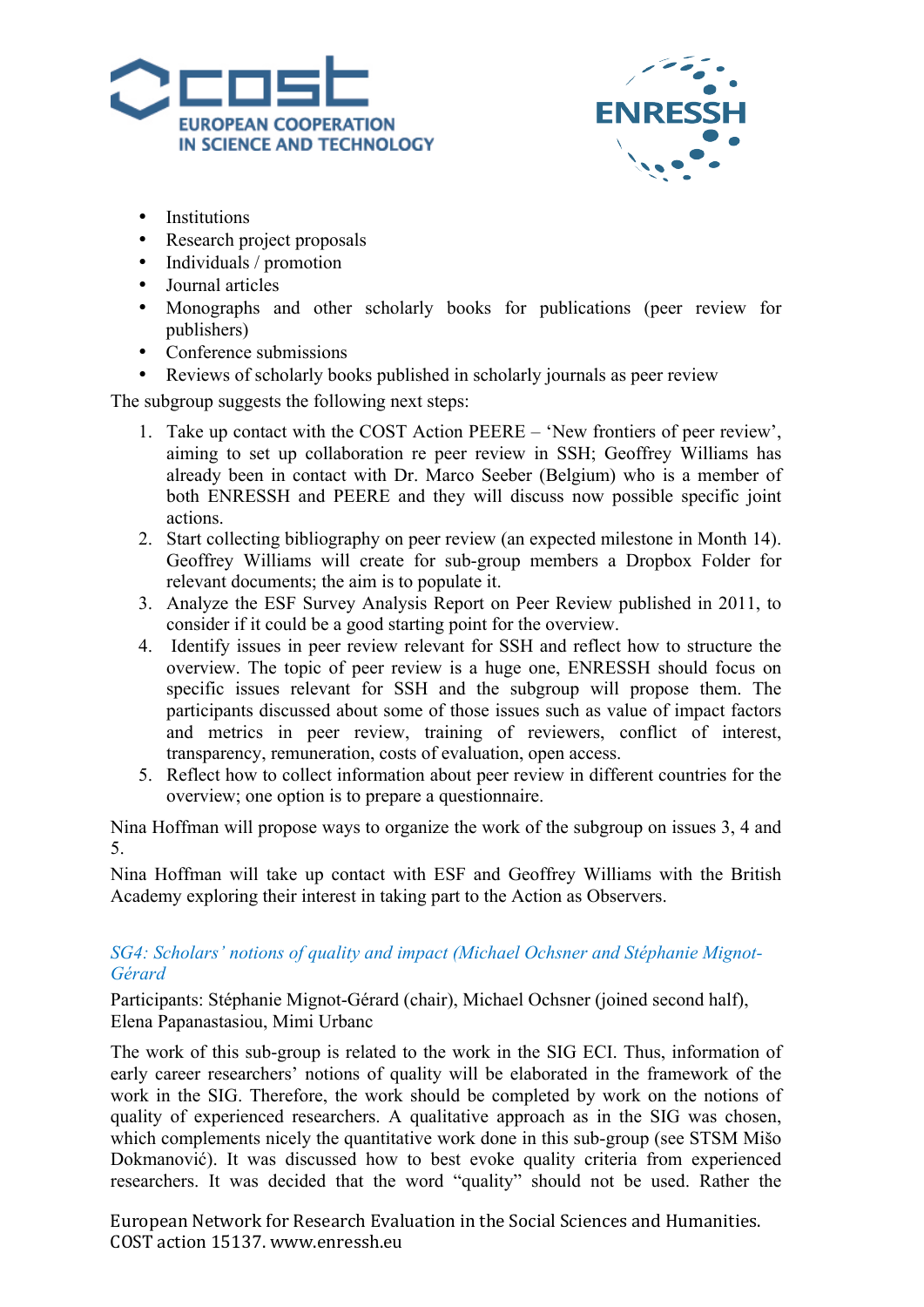- Institutions
- Research project proposals
- Individuals / promotion
- Journal articles
- Monographs and other scholarly books for publications (peer review for publishers)
- Conference submissions
- Reviews of scholarly books published in scholarly journals as peer review

The subgroup suggests the following next steps:

1. Take up contact with the COST Action PEERE – 'New frontiers of peer review', aiming to set up collaboration re peer review in SSH; Geoffrey Williams has already been in contact with Dr. Marco Seeber (Belgium) who is a member of both ENRESSH and PEERE and they will discuss now possible specific joint actions.
2. Start collecting bibliography on peer review (an expected milestone in Month 14). Geoffrey Williams will create for sub-group members a Dropbox Folder for relevant documents; the aim is to populate it.
3. Analyze the ESF Survey Analysis Report on Peer Review published in 2011, to consider if it could be a good starting point for the overview.
4. Identify issues in peer review relevant for SSH and reflect how to structure the overview. The topic of peer review is a huge one, ENRESSH should focus on specific issues relevant for SSH and the subgroup will propose them. The participants discussed about some of those issues such as value of impact factors and metrics in peer review, training of reviewers, conflict of interest, transparency, remuneration, costs of evaluation, open access.
5. Reflect how to collect information about peer review in different countries for the overview; one option is to prepare a questionnaire.

Nina Hoffman will propose ways to organize the work of the subgroup on issues 3, 4 and 5.

Nina Hoffman will take up contact with ESF and Geoffrey Williams with the British Academy exploring their interest in taking part to the Action as Observers.

### *SG4: Scholars' notions of quality and impact (Michael Ochsner and Stéphanie Mignot-Gérard*

Participants: Stéphanie Mignot-Gérard (chair), Michael Ochsner (joined second half), Elena Papanastasiou, Mimi Urbanc

The work of this sub-group is related to the work in the SIG ECI. Thus, information of early career researchers' notions of quality will be elaborated in the framework of the work in the SIG. Therefore, the work should be completed by work on the notions of quality of experienced researchers. A qualitative approach as in the SIG was chosen, which complements nicely the quantitative work done in this sub-group (see STSM Mišo Dokmanović). It was discussed how to best evoke quality criteria from experienced researchers. It was decided that the word "quality" should not be used. Rather the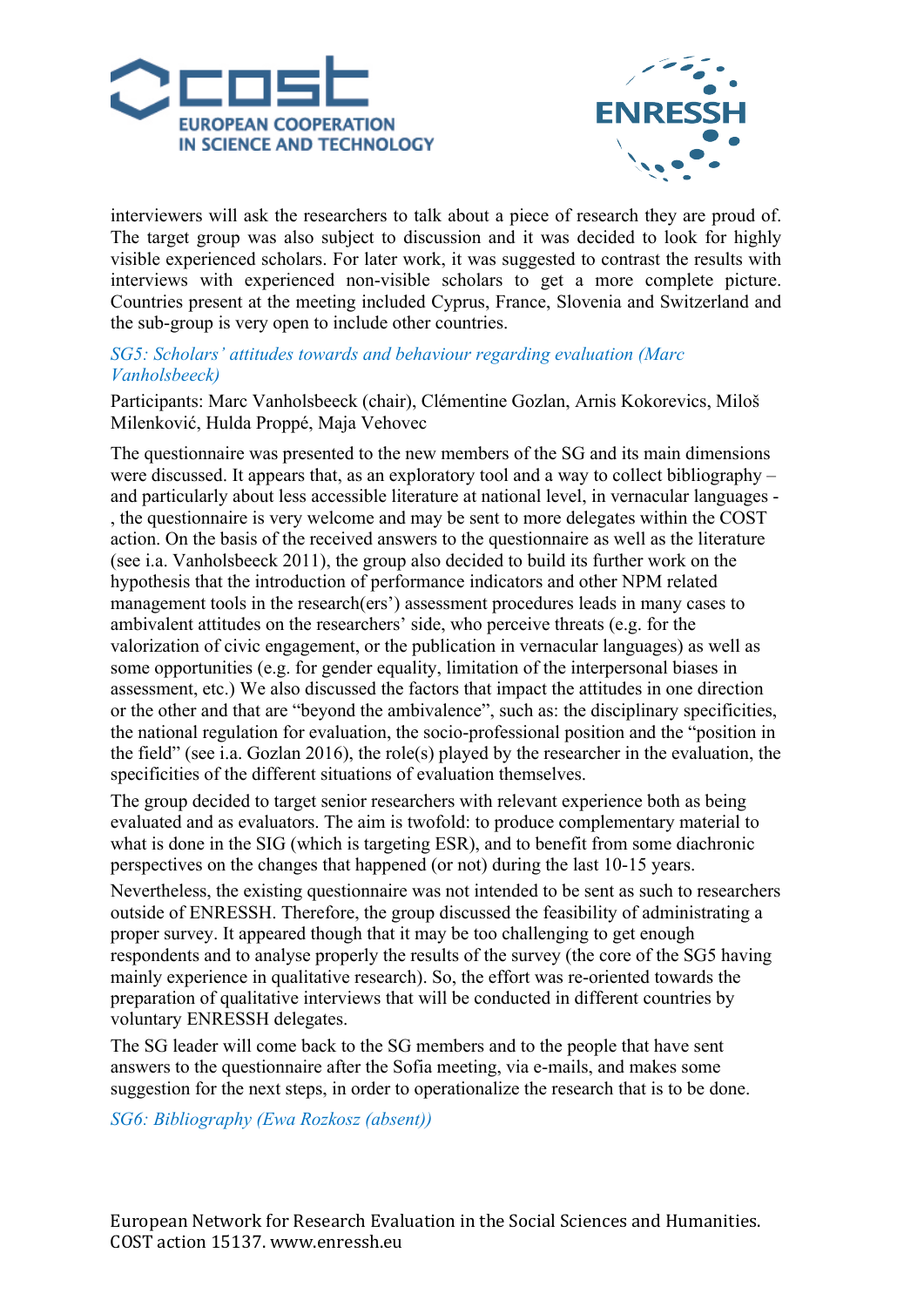interviewers will ask the researchers to talk about a piece of research they are proud of. The target group was also subject to discussion and it was decided to look for highly visible experienced scholars. For later work, it was suggested to contrast the results with interviews with experienced non-visible scholars to get a more complete picture. Countries present at the meeting included Cyprus, France, Slovenia and Switzerland and the sub-group is very open to include other countries.

### *SG5: Scholars' attitudes towards and behaviour regarding evaluation (Marc Vanholsbeeck)*

Participants: Marc Vanholsbeeck (chair), Clémentine Gozlan, Arnis Kokorevics, Miloš Milenković, Hulda Proppé, Maja Vehovec

The questionnaire was presented to the new members of the SG and its main dimensions were discussed. It appears that, as an exploratory tool and a way to collect bibliography – and particularly about less accessible literature at national level, in vernacular languages - , the questionnaire is very welcome and may be sent to more delegates within the COST action. On the basis of the received answers to the questionnaire as well as the literature (see i.a. Vanholsbeeck 2011), the group also decided to build its further work on the hypothesis that the introduction of performance indicators and other NPM related management tools in the research(ers') assessment procedures leads in many cases to ambivalent attitudes on the researchers' side, who perceive threats (e.g. for the valorization of civic engagement, or the publication in vernacular languages) as well as some opportunities (e.g. for gender equality, limitation of the interpersonal biases in assessment, etc.) We also discussed the factors that impact the attitudes in one direction or the other and that are "beyond the ambivalence", such as: the disciplinary specificities, the national regulation for evaluation, the socio-professional position and the "position in the field" (see i.a. Gozlan 2016), the role(s) played by the researcher in the evaluation, the specificities of the different situations of evaluation themselves.

The group decided to target senior researchers with relevant experience both as being evaluated and as evaluators. The aim is twofold: to produce complementary material to what is done in the SIG (which is targeting ESR), and to benefit from some diachronic perspectives on the changes that happened (or not) during the last 10-15 years.

Nevertheless, the existing questionnaire was not intended to be sent as such to researchers outside of ENRESSH. Therefore, the group discussed the feasibility of administrating a proper survey. It appeared though that it may be too challenging to get enough respondents and to analyse properly the results of the survey (the core of the SG5 having mainly experience in qualitative research). So, the effort was re-oriented towards the preparation of qualitative interviews that will be conducted in different countries by voluntary ENRESSH delegates.

The SG leader will come back to the SG members and to the people that have sent answers to the questionnaire after the Sofia meeting, via e-mails, and makes some suggestion for the next steps, in order to operationalize the research that is to be done.

### *SG6: Bibliography (Ewa Rozkosz (absent))*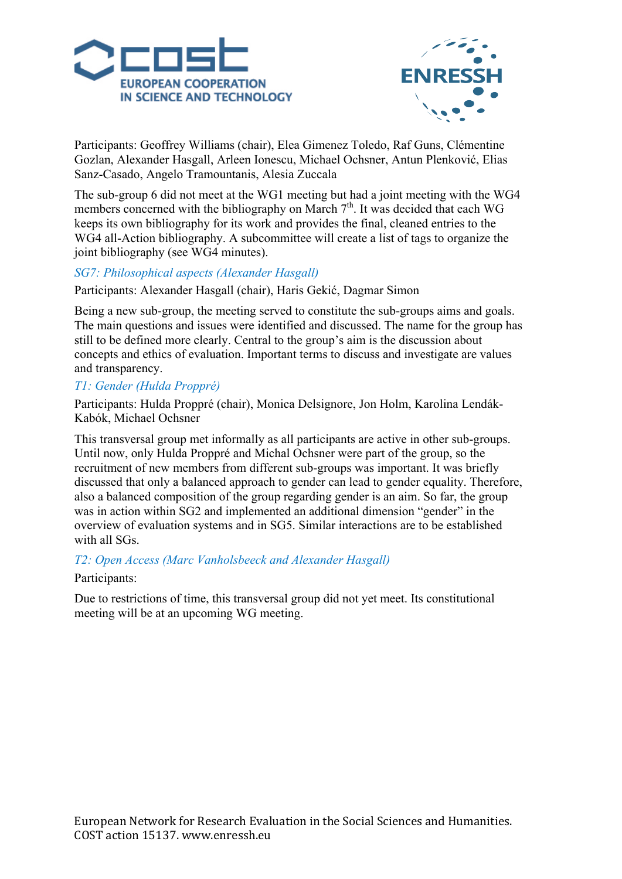Participants: Geoffrey Williams (chair), Elea Gimenez Toledo, Raf Guns, Clémentine Gozlan, Alexander Hasgall, Arleen Ionescu, Michael Ochsner, Antun Plenković, Elias Sanz-Casado, Angelo Tramountanis, Alesia Zuccala

The sub-group 6 did not meet at the WG1 meeting but had a joint meeting with the WG4 members concerned with the bibliography on March 7th. It was decided that each WG keeps its own bibliography for its work and provides the final, cleaned entries to the WG4 all-Action bibliography. A subcommittee will create a list of tags to organize the joint bibliography (see WG4 minutes).

### *SG7: Philosophical aspects (Alexander Hasgall)*

Participants: Alexander Hasgall (chair), Haris Gekić, Dagmar Simon

Being a new sub-group, the meeting served to constitute the sub-groups aims and goals. The main questions and issues were identified and discussed. The name for the group has still to be defined more clearly. Central to the group's aim is the discussion about concepts and ethics of evaluation. Important terms to discuss and investigate are values and transparency.

### *T1: Gender (Hulda Proppré)*

Participants: Hulda Proppré (chair), Monica Delsignore, Jon Holm, Karolina Lendák-Kabók, Michael Ochsner

This transversal group met informally as all participants are active in other sub-groups. Until now, only Hulda Proppré and Michal Ochsner were part of the group, so the recruitment of new members from different sub-groups was important. It was briefly discussed that only a balanced approach to gender can lead to gender equality. Therefore, also a balanced composition of the group regarding gender is an aim. So far, the group was in action within SG2 and implemented an additional dimension "gender" in the overview of evaluation systems and in SG5. Similar interactions are to be established with all SGs.

### *T2: Open Access (Marc Vanholsbeeck and Alexander Hasgall)*

Participants:

Due to restrictions of time, this transversal group did not yet meet. Its constitutional meeting will be at an upcoming WG meeting.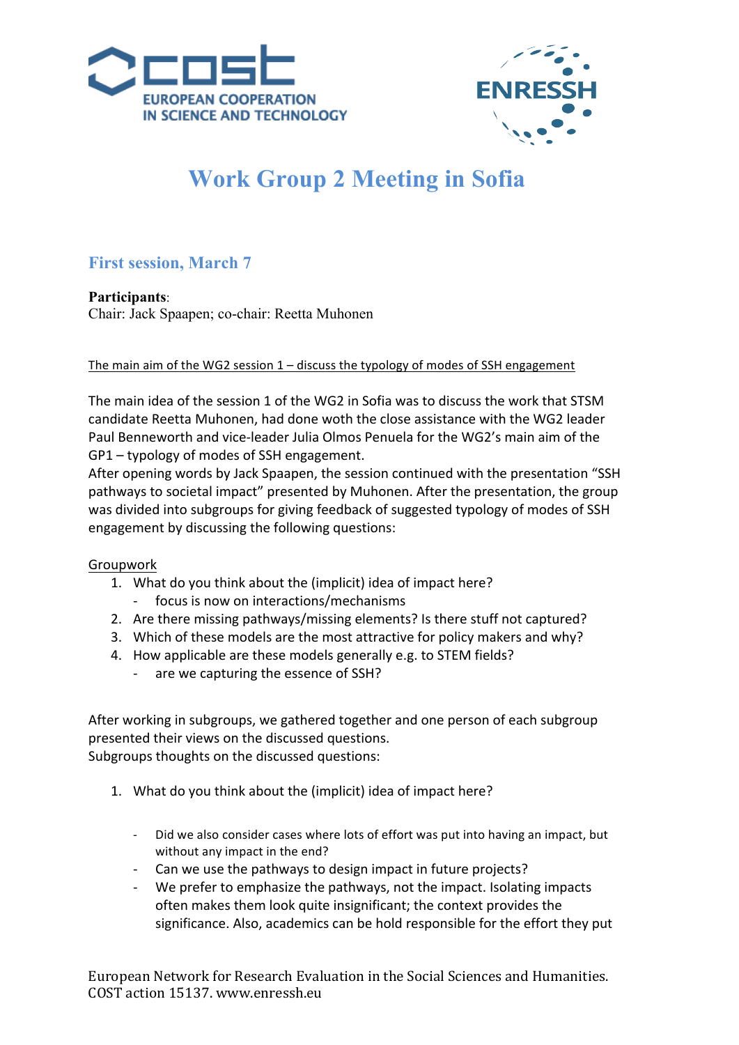# Work Group 2 Meeting in Sofia

## First session, March 7

**Participants**:
Chair: Jack Spaapen; co-chair: Reetta Muhonen

The main aim of the WG2 session 1 – discuss the typology of modes of SSH engagement

The main idea of the session 1 of the WG2 in Sofia was to discuss the work that STSM candidate Reetta Muhonen, had done woth the close assistance with the WG2 leader Paul Benneworth and vice-leader Julia Olmos Penuela for the WG2's main aim of the GP1 – typology of modes of SSH engagement.
After opening words by Jack Spaapen, the session continued with the presentation "SSH pathways to societal impact" presented by Muhonen. After the presentation, the group was divided into subgroups for giving feedback of suggested typology of modes of SSH engagement by discussing the following questions:

Groupwork

1. What do you think about the (implicit) idea of impact here?
   - focus is now on interactions/mechanisms
2. Are there missing pathways/missing elements? Is there stuff not captured?
3. Which of these models are the most attractive for policy makers and why?
4. How applicable are these models generally e.g. to STEM fields?
   - are we capturing the essence of SSH?

After working in subgroups, we gathered together and one person of each subgroup presented their views on the discussed questions.
Subgroups thoughts on the discussed questions:

1. What do you think about the (implicit) idea of impact here?
   - Did we also consider cases where lots of effort was put into having an impact, but without any impact in the end?
   - Can we use the pathways to design impact in future projects?
   - We prefer to emphasize the pathways, not the impact. Isolating impacts often makes them look quite insignificant; the context provides the significance. Also, academics can be hold responsible for the effort they put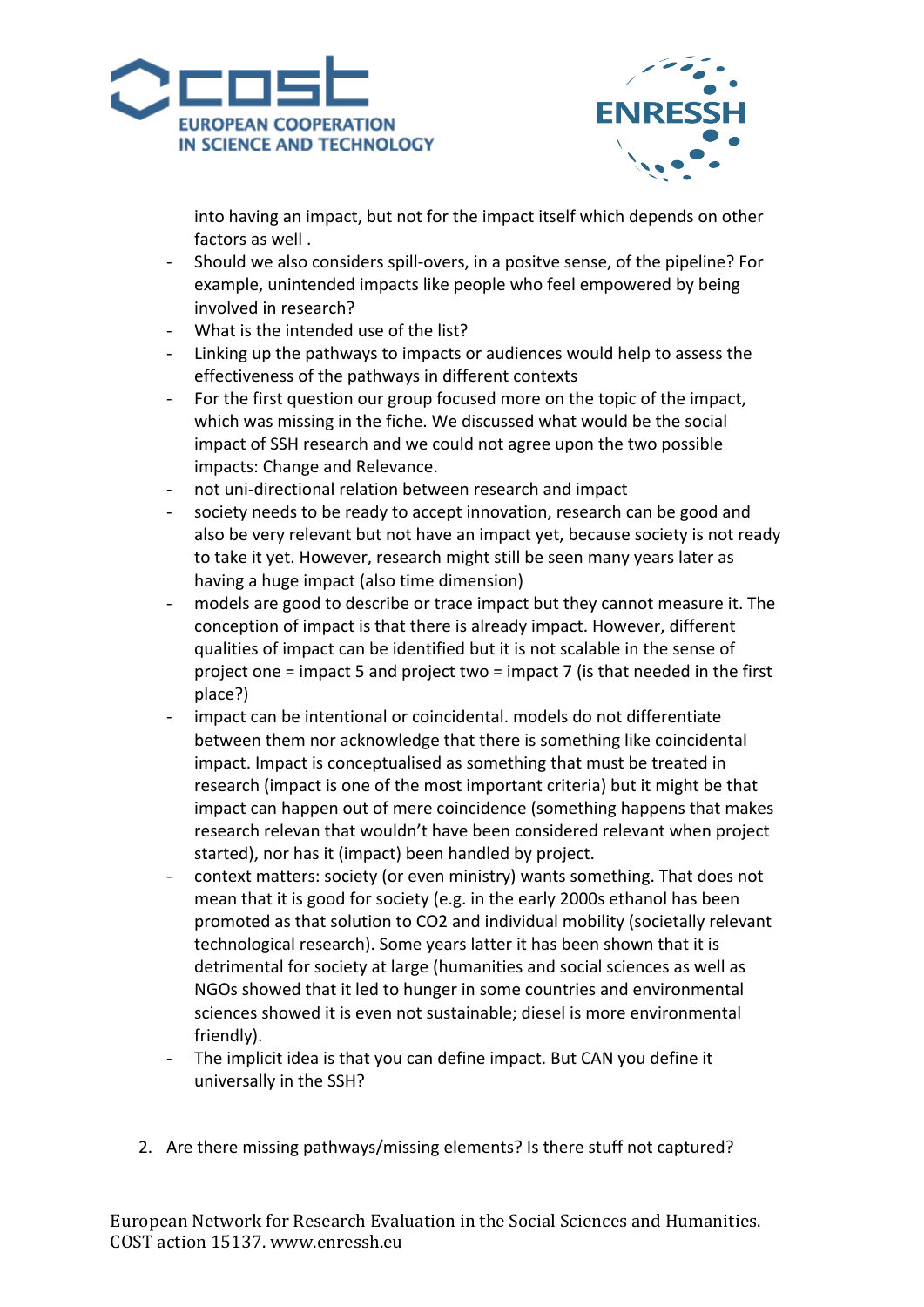into having an impact, but not for the impact itself which depends on other factors as well .

- Should we also considers spill-overs, in a positve sense, of the pipeline? For example, unintended impacts like people who feel empowered by being involved in research?
- What is the intended use of the list?
- Linking up the pathways to impacts or audiences would help to assess the effectiveness of the pathways in different contexts
- For the first question our group focused more on the topic of the impact, which was missing in the fiche. We discussed what would be the social impact of SSH research and we could not agree upon the two possible impacts: Change and Relevance.
- not uni-directional relation between research and impact
- society needs to be ready to accept innovation, research can be good and also be very relevant but not have an impact yet, because society is not ready to take it yet. However, research might still be seen many years later as having a huge impact (also time dimension)
- models are good to describe or trace impact but they cannot measure it. The conception of impact is that there is already impact. However, different qualities of impact can be identified but it is not scalable in the sense of project one = impact 5 and project two = impact 7 (is that needed in the first place?)
- impact can be intentional or coincidental. models do not differentiate between them nor acknowledge that there is something like coincidental impact. Impact is conceptualised as something that must be treated in research (impact is one of the most important criteria) but it might be that impact can happen out of mere coincidence (something happens that makes research relevan that wouldn't have been considered relevant when project started), nor has it (impact) been handled by project.
- context matters: society (or even ministry) wants something. That does not mean that it is good for society (e.g. in the early 2000s ethanol has been promoted as that solution to CO2 and individual mobility (societally relevant technological research). Some years latter it has been shown that it is detrimental for society at large (humanities and social sciences as well as NGOs showed that it led to hunger in some countries and environmental sciences showed it is even not sustainable; diesel is more environmental friendly).
- The implicit idea is that you can define impact. But CAN you define it universally in the SSH?

2. Are there missing pathways/missing elements? Is there stuff not captured?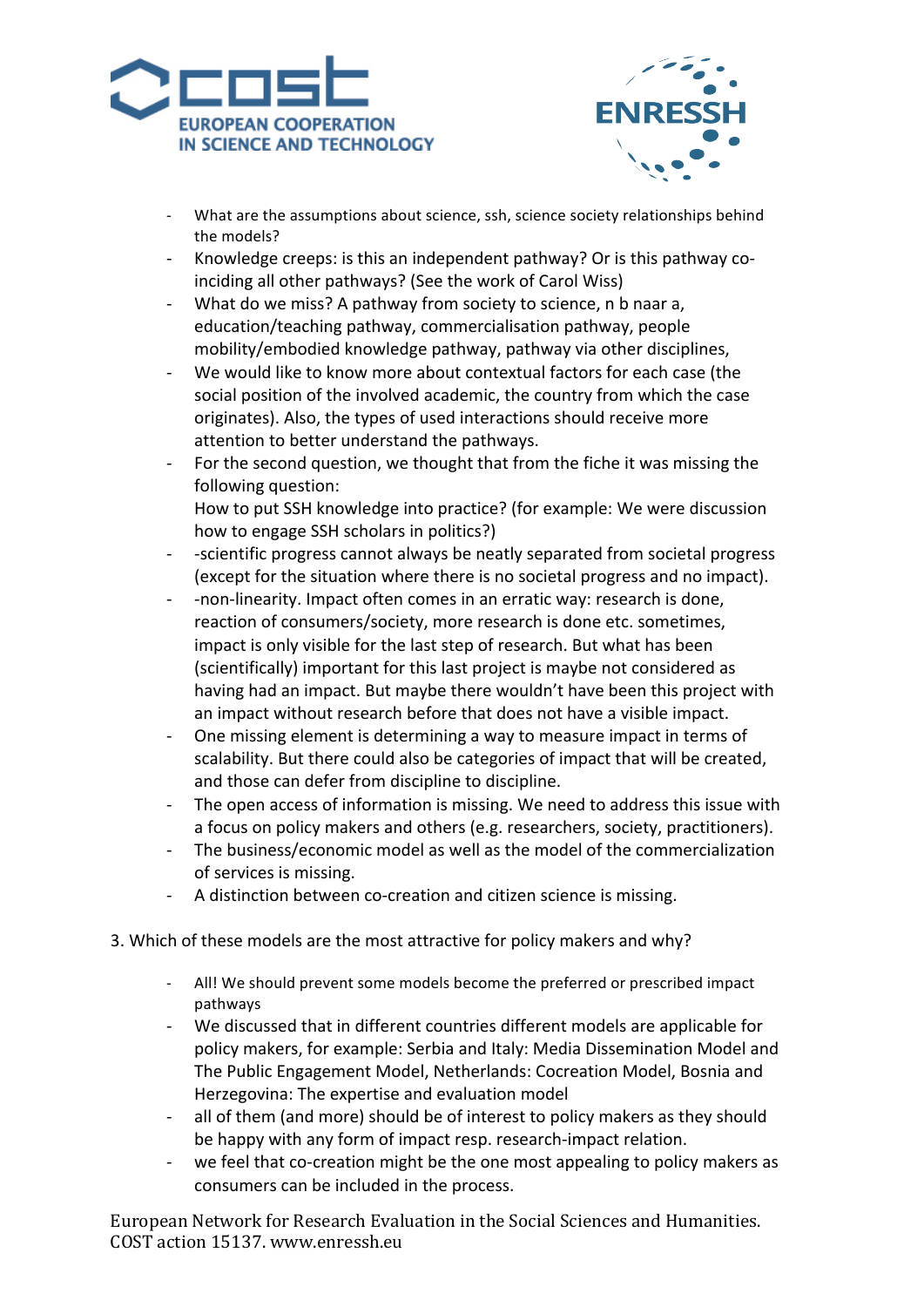- What are the assumptions about science, ssh, science society relationships behind the models?
- Knowledge creeps: is this an independent pathway? Or is this pathway co-inciding all other pathways? (See the work of Carol Wiss)
- What do we miss? A pathway from society to science, n b naar a, education/teaching pathway, commercialisation pathway, people mobility/embodied knowledge pathway, pathway via other disciplines,
- We would like to know more about contextual factors for each case (the social position of the involved academic, the country from which the case originates). Also, the types of used interactions should receive more attention to better understand the pathways.
- For the second question, we thought that from the fiche it was missing the following question:
  How to put SSH knowledge into practice? (for example: We were discussion how to engage SSH scholars in politics?)
- -scientific progress cannot always be neatly separated from societal progress (except for the situation where there is no societal progress and no impact).
- -non-linearity. Impact often comes in an erratic way: research is done, reaction of consumers/society, more research is done etc. sometimes, impact is only visible for the last step of research. But what has been (scientifically) important for this last project is maybe not considered as having had an impact. But maybe there wouldn't have been this project with an impact without research before that does not have a visible impact.
- One missing element is determining a way to measure impact in terms of scalability. But there could also be categories of impact that will be created, and those can defer from discipline to discipline.
- The open access of information is missing. We need to address this issue with a focus on policy makers and others (e.g. researchers, society, practitioners).
- The business/economic model as well as the model of the commercialization of services is missing.
- A distinction between co-creation and citizen science is missing.

3. Which of these models are the most attractive for policy makers and why?

- All! We should prevent some models become the preferred or prescribed impact pathways
- We discussed that in different countries different models are applicable for policy makers, for example: Serbia and Italy: Media Dissemination Model and The Public Engagement Model, Netherlands: Cocreation Model, Bosnia and Herzegovina: The expertise and evaluation model
- all of them (and more) should be of interest to policy makers as they should be happy with any form of impact resp. research-impact relation.
- we feel that co-creation might be the one most appealing to policy makers as consumers can be included in the process.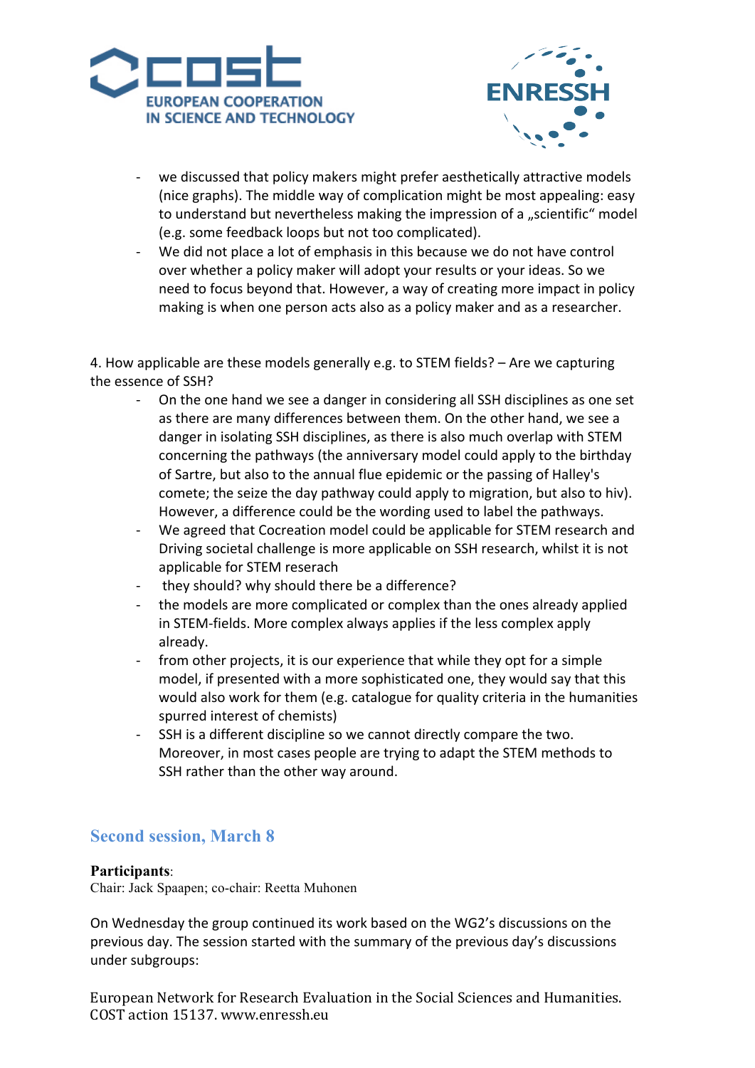- we discussed that policy makers might prefer aesthetically attractive models (nice graphs). The middle way of complication might be most appealing: easy to understand but nevertheless making the impression of a „scientific" model (e.g. some feedback loops but not too complicated).
- We did not place a lot of emphasis in this because we do not have control over whether a policy maker will adopt your results or your ideas. So we need to focus beyond that. However, a way of creating more impact in policy making is when one person acts also as a policy maker and as a researcher.

4. How applicable are these models generally e.g. to STEM fields? – Are we capturing the essence of SSH?

- On the one hand we see a danger in considering all SSH disciplines as one set as there are many differences between them. On the other hand, we see a danger in isolating SSH disciplines, as there is also much overlap with STEM concerning the pathways (the anniversary model could apply to the birthday of Sartre, but also to the annual flue epidemic or the passing of Halley's comete; the seize the day pathway could apply to migration, but also to hiv). However, a difference could be the wording used to label the pathways.
- We agreed that Cocreation model could be applicable for STEM research and Driving societal challenge is more applicable on SSH research, whilst it is not applicable for STEM reserach
- they should? why should there be a difference?
- the models are more complicated or complex than the ones already applied in STEM-fields. More complex always applies if the less complex apply already.
- from other projects, it is our experience that while they opt for a simple model, if presented with a more sophisticated one, they would say that this would also work for them (e.g. catalogue for quality criteria in the humanities spurred interest of chemists)
- SSH is a different discipline so we cannot directly compare the two. Moreover, in most cases people are trying to adapt the STEM methods to SSH rather than the other way around.

## Second session, March 8

**Participants**:
Chair: Jack Spaapen; co-chair: Reetta Muhonen

On Wednesday the group continued its work based on the WG2's discussions on the previous day. The session started with the summary of the previous day's discussions under subgroups: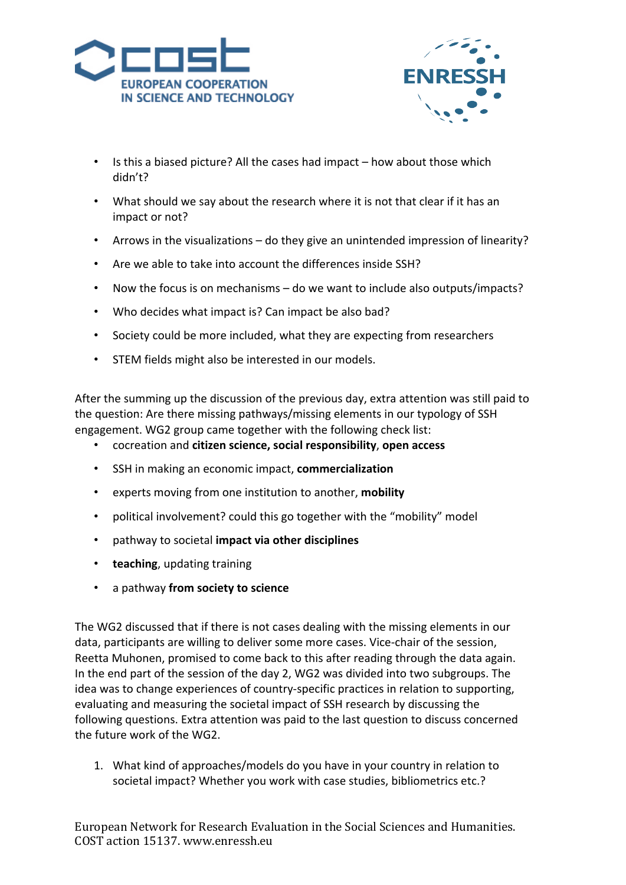- Is this a biased picture? All the cases had impact – how about those which didn't?
- What should we say about the research where it is not that clear if it has an impact or not?
- Arrows in the visualizations – do they give an unintended impression of linearity?
- Are we able to take into account the differences inside SSH?
- Now the focus is on mechanisms – do we want to include also outputs/impacts?
- Who decides what impact is? Can impact be also bad?
- Society could be more included, what they are expecting from researchers
- STEM fields might also be interested in our models.

After the summing up the discussion of the previous day, extra attention was still paid to the question: Are there missing pathways/missing elements in our typology of SSH engagement. WG2 group came together with the following check list:

- cocreation and **citizen science, social responsibility**, **open access**
- SSH in making an economic impact, **commercialization**
- experts moving from one institution to another, **mobility**
- political involvement? could this go together with the "mobility" model
- pathway to societal **impact via other disciplines**
- **teaching**, updating training
- a pathway **from society to science**

The WG2 discussed that if there is not cases dealing with the missing elements in our data, participants are willing to deliver some more cases. Vice-chair of the session, Reetta Muhonen, promised to come back to this after reading through the data again. In the end part of the session of the day 2, WG2 was divided into two subgroups. The idea was to change experiences of country-specific practices in relation to supporting, evaluating and measuring the societal impact of SSH research by discussing the following questions. Extra attention was paid to the last question to discuss concerned the future work of the WG2.

1. What kind of approaches/models do you have in your country in relation to societal impact? Whether you work with case studies, bibliometrics etc.?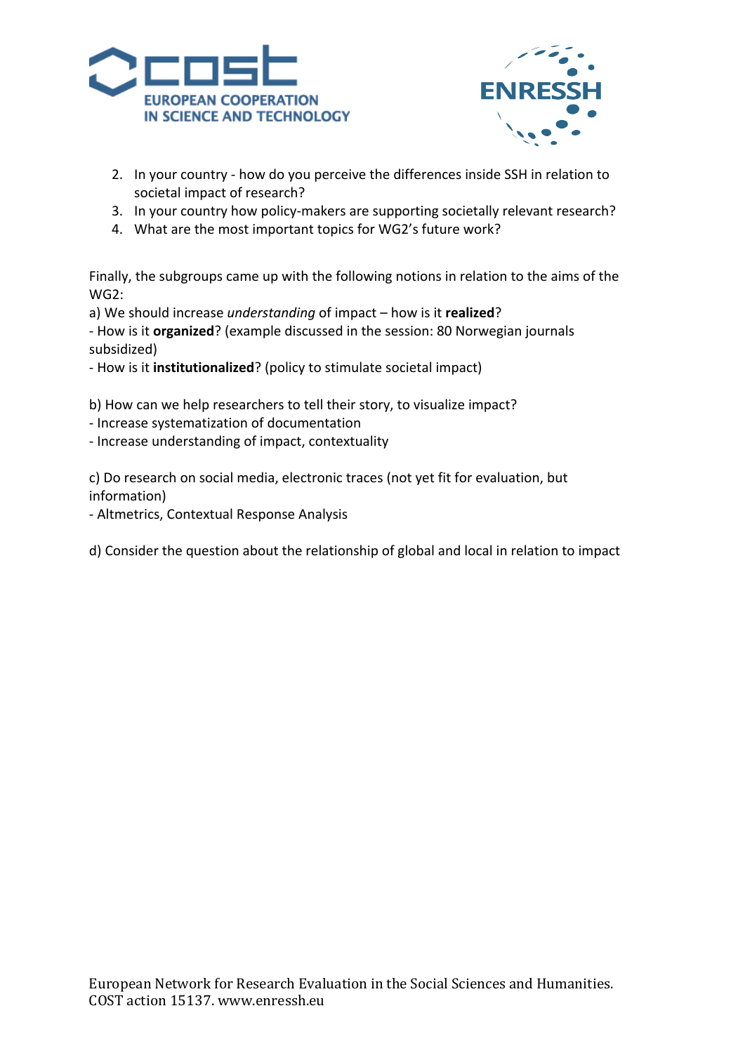2. In your country - how do you perceive the differences inside SSH in relation to societal impact of research?
3. In your country how policy-makers are supporting societally relevant research?
4. What are the most important topics for WG2's future work?

Finally, the subgroups came up with the following notions in relation to the aims of the WG2:

a) We should increase *understanding* of impact – how is it **realized**?
- How is it **organized**? (example discussed in the session: 80 Norwegian journals subsidized)
- How is it **institutionalized**? (policy to stimulate societal impact)

b) How can we help researchers to tell their story, to visualize impact?
- Increase systematization of documentation
- Increase understanding of impact, contextuality

c) Do research on social media, electronic traces (not yet fit for evaluation, but information)
- Altmetrics, Contextual Response Analysis

d) Consider the question about the relationship of global and local in relation to impact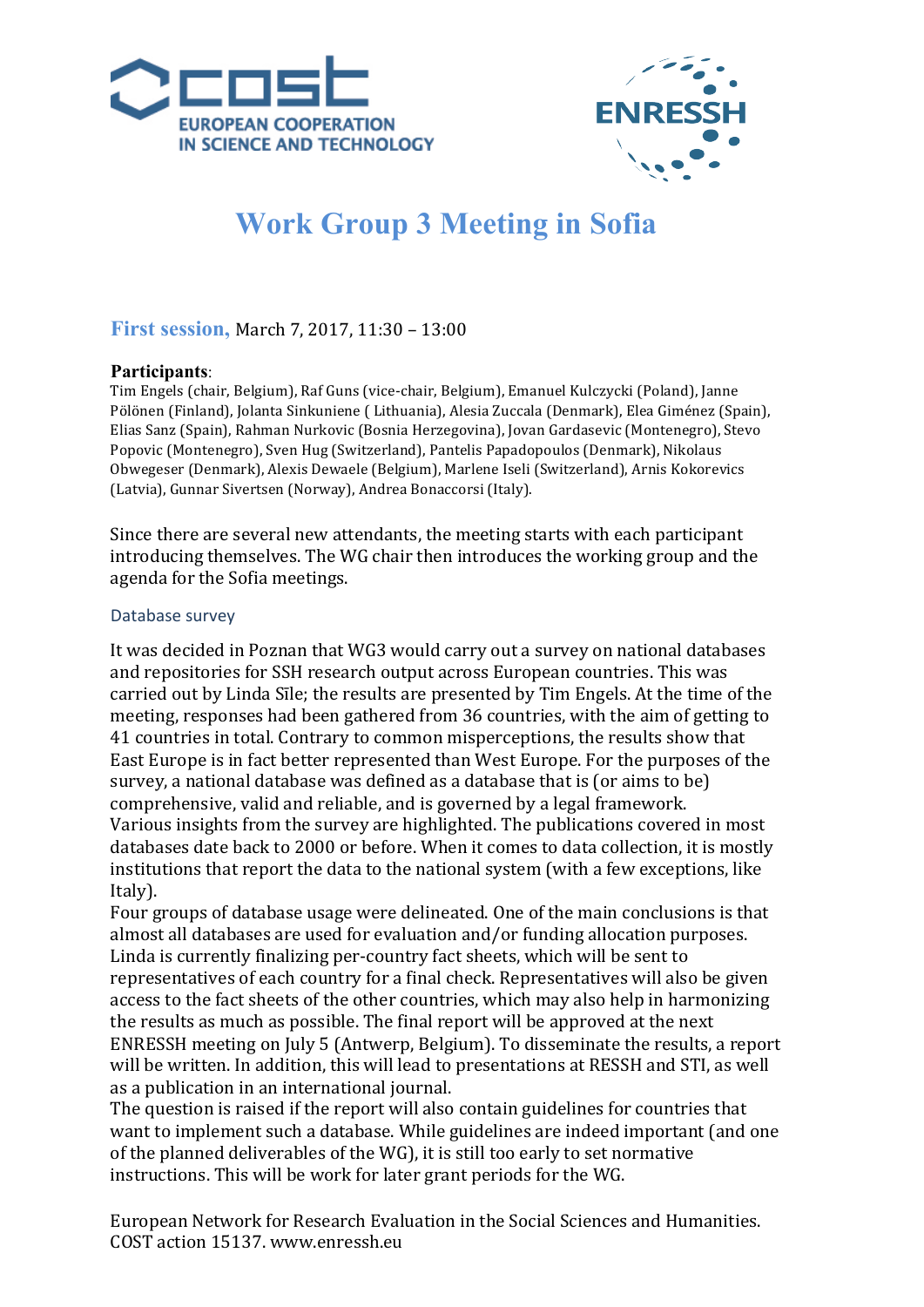# Work Group 3 Meeting in Sofia

## First session, March 7, 2017, 11:30 – 13:00

**Participants**:
Tim Engels (chair, Belgium), Raf Guns (vice-chair, Belgium), Emanuel Kulczycki (Poland), Janne Pölönen (Finland), Jolanta Sinkuniene ( Lithuania), Alesia Zuccala (Denmark), Elea Giménez (Spain), Elias Sanz (Spain), Rahman Nurkovic (Bosnia Herzegovina), Jovan Gardasevic (Montenegro), Stevo Popovic (Montenegro), Sven Hug (Switzerland), Pantelis Papadopoulos (Denmark), Nikolaus Obwegeser (Denmark), Alexis Dewaele (Belgium), Marlene Iseli (Switzerland), Arnis Kokorevics (Latvia), Gunnar Sivertsen (Norway), Andrea Bonaccorsi (Italy).

Since there are several new attendants, the meeting starts with each participant introducing themselves. The WG chair then introduces the working group and the agenda for the Sofia meetings.

### Database survey

It was decided in Poznan that WG3 would carry out a survey on national databases and repositories for SSH research output across European countries. This was carried out by Linda Sīle; the results are presented by Tim Engels. At the time of the meeting, responses had been gathered from 36 countries, with the aim of getting to 41 countries in total. Contrary to common misperceptions, the results show that East Europe is in fact better represented than West Europe. For the purposes of the survey, a national database was defined as a database that is (or aims to be) comprehensive, valid and reliable, and is governed by a legal framework.
Various insights from the survey are highlighted. The publications covered in most databases date back to 2000 or before. When it comes to data collection, it is mostly institutions that report the data to the national system (with a few exceptions, like Italy).
Four groups of database usage were delineated. One of the main conclusions is that almost all databases are used for evaluation and/or funding allocation purposes. Linda is currently finalizing per-country fact sheets, which will be sent to representatives of each country for a final check. Representatives will also be given access to the fact sheets of the other countries, which may also help in harmonizing the results as much as possible. The final report will be approved at the next ENRESSH meeting on July 5 (Antwerp, Belgium). To disseminate the results, a report will be written. In addition, this will lead to presentations at RESSH and STI, as well as a publication in an international journal.
The question is raised if the report will also contain guidelines for countries that want to implement such a database. While guidelines are indeed important (and one of the planned deliverables of the WG), it is still too early to set normative instructions. This will be work for later grant periods for the WG.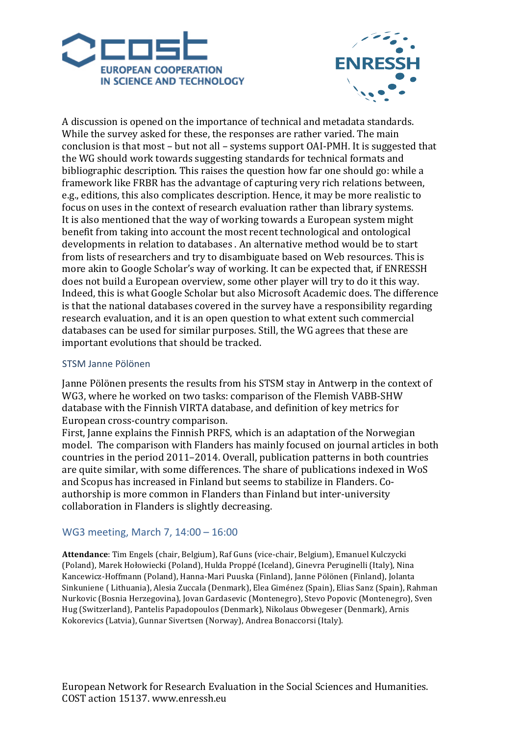A discussion is opened on the importance of technical and metadata standards. While the survey asked for these, the responses are rather varied. The main conclusion is that most – but not all – systems support OAI-PMH. It is suggested that the WG should work towards suggesting standards for technical formats and bibliographic description. This raises the question how far one should go: while a framework like FRBR has the advantage of capturing very rich relations between, e.g., editions, this also complicates description. Hence, it may be more realistic to focus on uses in the context of research evaluation rather than library systems. It is also mentioned that the way of working towards a European system might benefit from taking into account the most recent technological and ontological developments in relation to databases . An alternative method would be to start from lists of researchers and try to disambiguate based on Web resources. This is more akin to Google Scholar's way of working. It can be expected that, if ENRESSH does not build a European overview, some other player will try to do it this way. Indeed, this is what Google Scholar but also Microsoft Academic does. The difference is that the national databases covered in the survey have a responsibility regarding research evaluation, and it is an open question to what extent such commercial databases can be used for similar purposes. Still, the WG agrees that these are important evolutions that should be tracked.

### STSM Janne Pölönen

Janne Pölönen presents the results from his STSM stay in Antwerp in the context of WG3, where he worked on two tasks: comparison of the Flemish VABB-SHW database with the Finnish VIRTA database, and definition of key metrics for European cross-country comparison.

First, Janne explains the Finnish PRFS, which is an adaptation of the Norwegian model. The comparison with Flanders has mainly focused on journal articles in both countries in the period 2011–2014. Overall, publication patterns in both countries are quite similar, with some differences. The share of publications indexed in WoS and Scopus has increased in Finland but seems to stabilize in Flanders. Co-authorship is more common in Flanders than Finland but inter-university collaboration in Flanders is slightly decreasing.

## WG3 meeting, March 7, 14:00 – 16:00

**Attendance**: Tim Engels (chair, Belgium), Raf Guns (vice-chair, Belgium), Emanuel Kulczycki (Poland), Marek Hołowiecki (Poland), Hulda Proppé (Iceland), Ginevra Peruginelli (Italy), Nina Kancewicz-Hoffmann (Poland), Hanna-Mari Puuska (Finland), Janne Pölönen (Finland), Jolanta Sinkuniene ( Lithuania), Alesia Zuccala (Denmark), Elea Giménez (Spain), Elias Sanz (Spain), Rahman Nurkovic (Bosnia Herzegovina), Jovan Gardasevic (Montenegro), Stevo Popovic (Montenegro), Sven Hug (Switzerland), Pantelis Papadopoulos (Denmark), Nikolaus Obwegeser (Denmark), Arnis Kokorevics (Latvia), Gunnar Sivertsen (Norway), Andrea Bonaccorsi (Italy).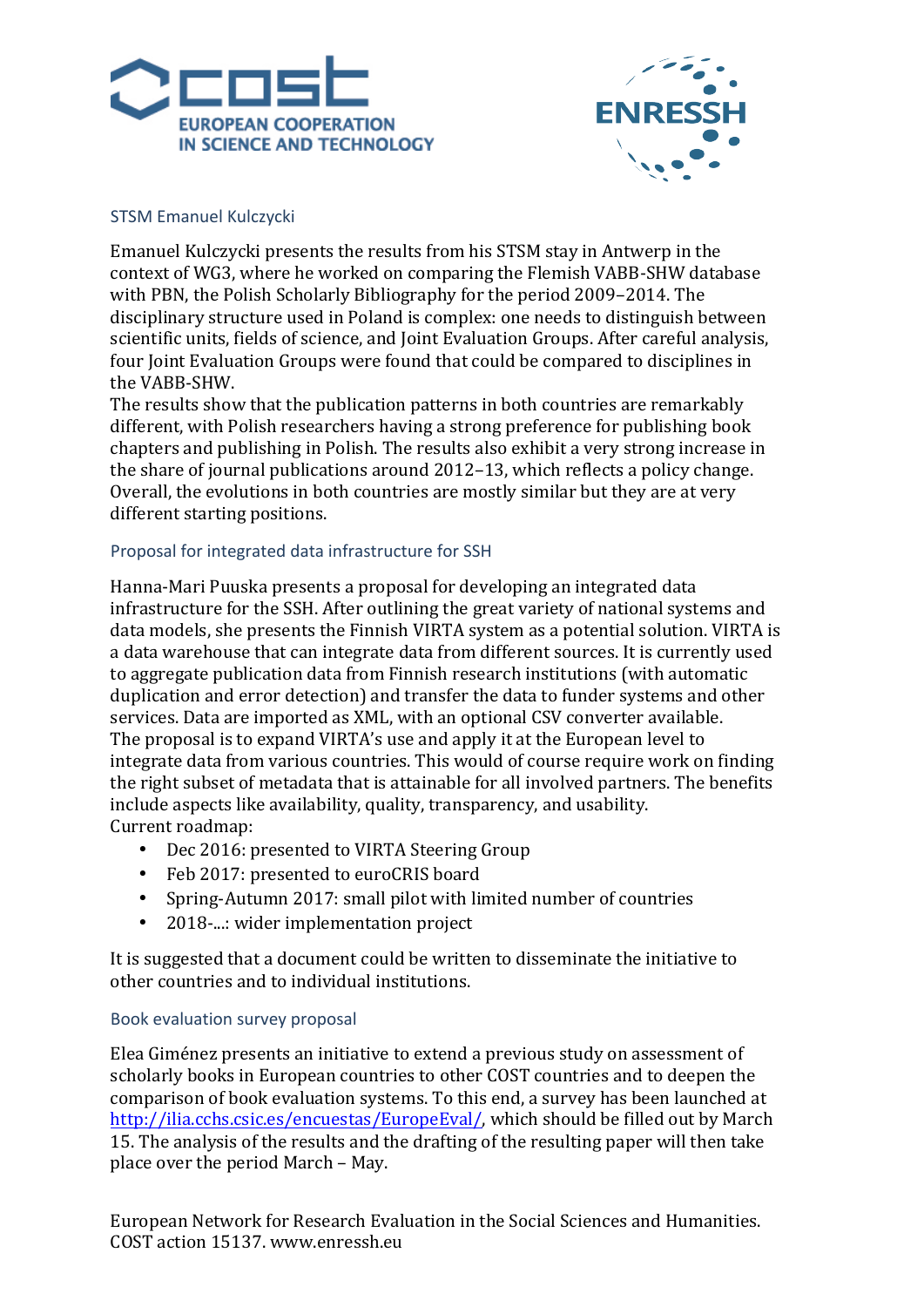### STSM Emanuel Kulczycki

Emanuel Kulczycki presents the results from his STSM stay in Antwerp in the context of WG3, where he worked on comparing the Flemish VABB-SHW database with PBN, the Polish Scholarly Bibliography for the period 2009–2014. The disciplinary structure used in Poland is complex: one needs to distinguish between scientific units, fields of science, and Joint Evaluation Groups. After careful analysis, four Joint Evaluation Groups were found that could be compared to disciplines in the VABB-SHW.
The results show that the publication patterns in both countries are remarkably different, with Polish researchers having a strong preference for publishing book chapters and publishing in Polish. The results also exhibit a very strong increase in the share of journal publications around 2012–13, which reflects a policy change. Overall, the evolutions in both countries are mostly similar but they are at very different starting positions.

### Proposal for integrated data infrastructure for SSH

Hanna-Mari Puuska presents a proposal for developing an integrated data infrastructure for the SSH. After outlining the great variety of national systems and data models, she presents the Finnish VIRTA system as a potential solution. VIRTA is a data warehouse that can integrate data from different sources. It is currently used to aggregate publication data from Finnish research institutions (with automatic duplication and error detection) and transfer the data to funder systems and other services. Data are imported as XML, with an optional CSV converter available.
The proposal is to expand VIRTA's use and apply it at the European level to integrate data from various countries. This would of course require work on finding the right subset of metadata that is attainable for all involved partners. The benefits include aspects like availability, quality, transparency, and usability.
Current roadmap:

- Dec 2016: presented to VIRTA Steering Group
- Feb 2017: presented to euroCRIS board
- Spring-Autumn 2017: small pilot with limited number of countries
- 2018-...: wider implementation project

It is suggested that a document could be written to disseminate the initiative to other countries and to individual institutions.

### Book evaluation survey proposal

Elea Giménez presents an initiative to extend a previous study on assessment of scholarly books in European countries to other COST countries and to deepen the comparison of book evaluation systems. To this end, a survey has been launched at http://ilia.cchs.csic.es/encuestas/EuropeEval/, which should be filled out by March 15. The analysis of the results and the drafting of the resulting paper will then take place over the period March – May.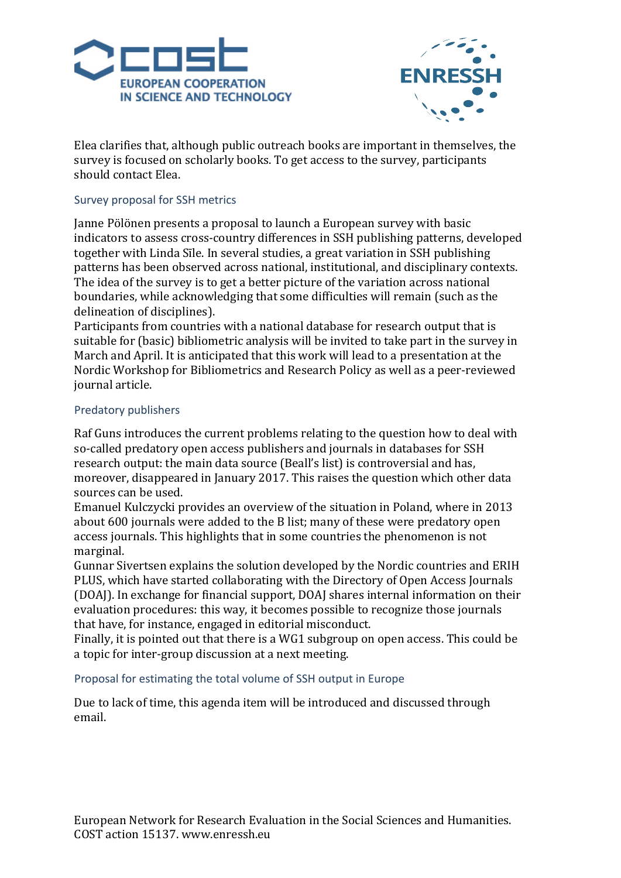Elea clarifies that, although public outreach books are important in themselves, the survey is focused on scholarly books. To get access to the survey, participants should contact Elea.

### Survey proposal for SSH metrics

Janne Pölönen presents a proposal to launch a European survey with basic indicators to assess cross-country differences in SSH publishing patterns, developed together with Linda Sīle. In several studies, a great variation in SSH publishing patterns has been observed across national, institutional, and disciplinary contexts. The idea of the survey is to get a better picture of the variation across national boundaries, while acknowledging that some difficulties will remain (such as the delineation of disciplines).

Participants from countries with a national database for research output that is suitable for (basic) bibliometric analysis will be invited to take part in the survey in March and April. It is anticipated that this work will lead to a presentation at the Nordic Workshop for Bibliometrics and Research Policy as well as a peer-reviewed journal article.

### Predatory publishers

Raf Guns introduces the current problems relating to the question how to deal with so-called predatory open access publishers and journals in databases for SSH research output: the main data source (Beall's list) is controversial and has, moreover, disappeared in January 2017. This raises the question which other data sources can be used.

Emanuel Kulczycki provides an overview of the situation in Poland, where in 2013 about 600 journals were added to the B list; many of these were predatory open access journals. This highlights that in some countries the phenomenon is not marginal.

Gunnar Sivertsen explains the solution developed by the Nordic countries and ERIH PLUS, which have started collaborating with the Directory of Open Access Journals (DOAJ). In exchange for financial support, DOAJ shares internal information on their evaluation procedures: this way, it becomes possible to recognize those journals that have, for instance, engaged in editorial misconduct.

Finally, it is pointed out that there is a WG1 subgroup on open access. This could be a topic for inter-group discussion at a next meeting.

### Proposal for estimating the total volume of SSH output in Europe

Due to lack of time, this agenda item will be introduced and discussed through email.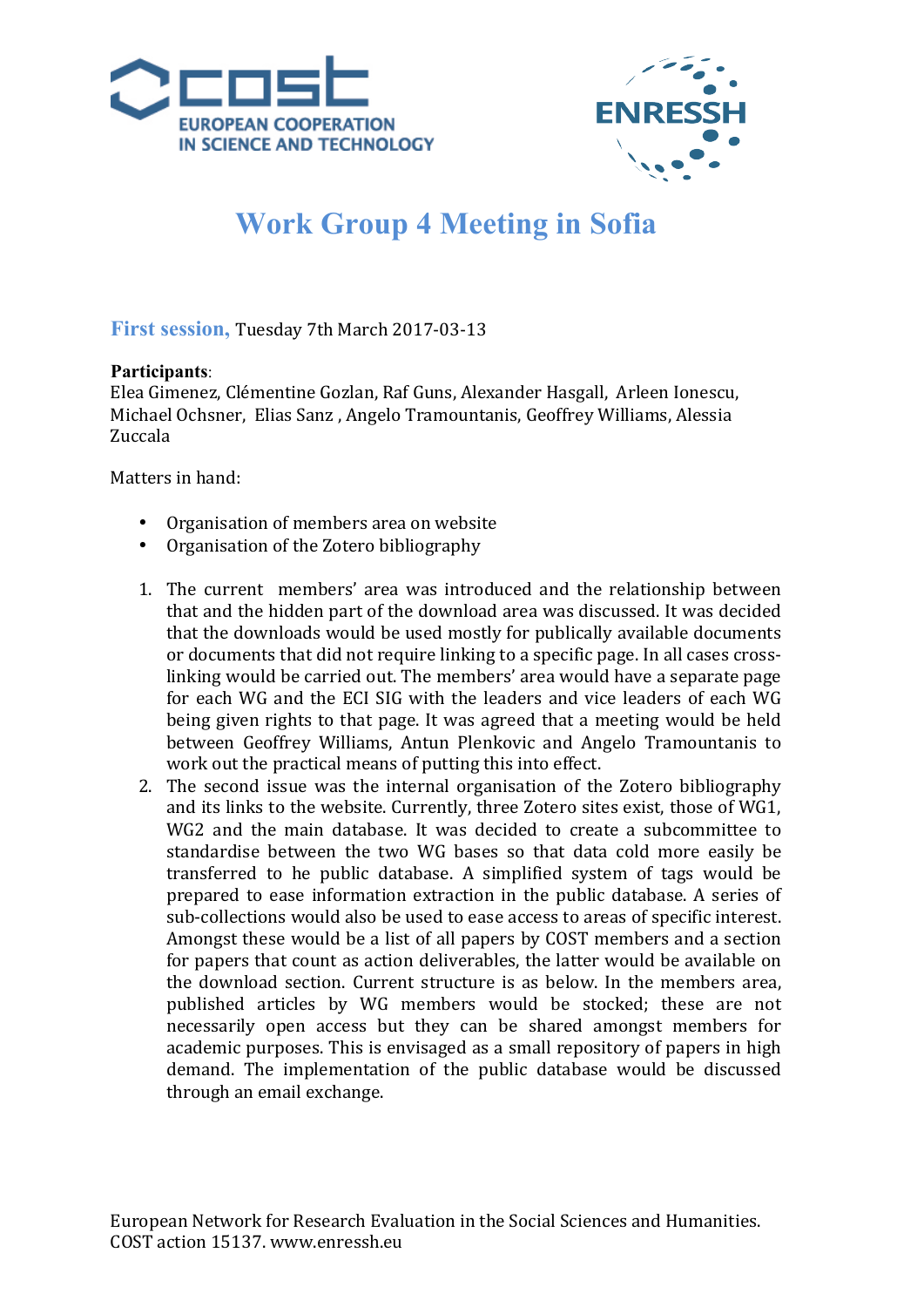# Work Group 4 Meeting in Sofia

**First session,** Tuesday 7th March 2017-03-13

**Participants**:
Elea Gimenez, Clémentine Gozlan, Raf Guns, Alexander Hasgall, Arleen Ionescu, Michael Ochsner, Elias Sanz , Angelo Tramountanis, Geoffrey Williams, Alessia Zuccala

Matters in hand:

- Organisation of members area on website
- Organisation of the Zotero bibliography

1. The current members' area was introduced and the relationship between that and the hidden part of the download area was discussed. It was decided that the downloads would be used mostly for publically available documents or documents that did not require linking to a specific page. In all cases cross-linking would be carried out. The members' area would have a separate page for each WG and the ECI SIG with the leaders and vice leaders of each WG being given rights to that page. It was agreed that a meeting would be held between Geoffrey Williams, Antun Plenkovic and Angelo Tramountanis to work out the practical means of putting this into effect.
2. The second issue was the internal organisation of the Zotero bibliography and its links to the website. Currently, three Zotero sites exist, those of WG1, WG2 and the main database. It was decided to create a subcommittee to standardise between the two WG bases so that data cold more easily be transferred to he public database. A simplified system of tags would be prepared to ease information extraction in the public database. A series of sub-collections would also be used to ease access to areas of specific interest. Amongst these would be a list of all papers by COST members and a section for papers that count as action deliverables, the latter would be available on the download section. Current structure is as below. In the members area, published articles by WG members would be stocked; these are not necessarily open access but they can be shared amongst members for academic purposes. This is envisaged as a small repository of papers in high demand. The implementation of the public database would be discussed through an email exchange.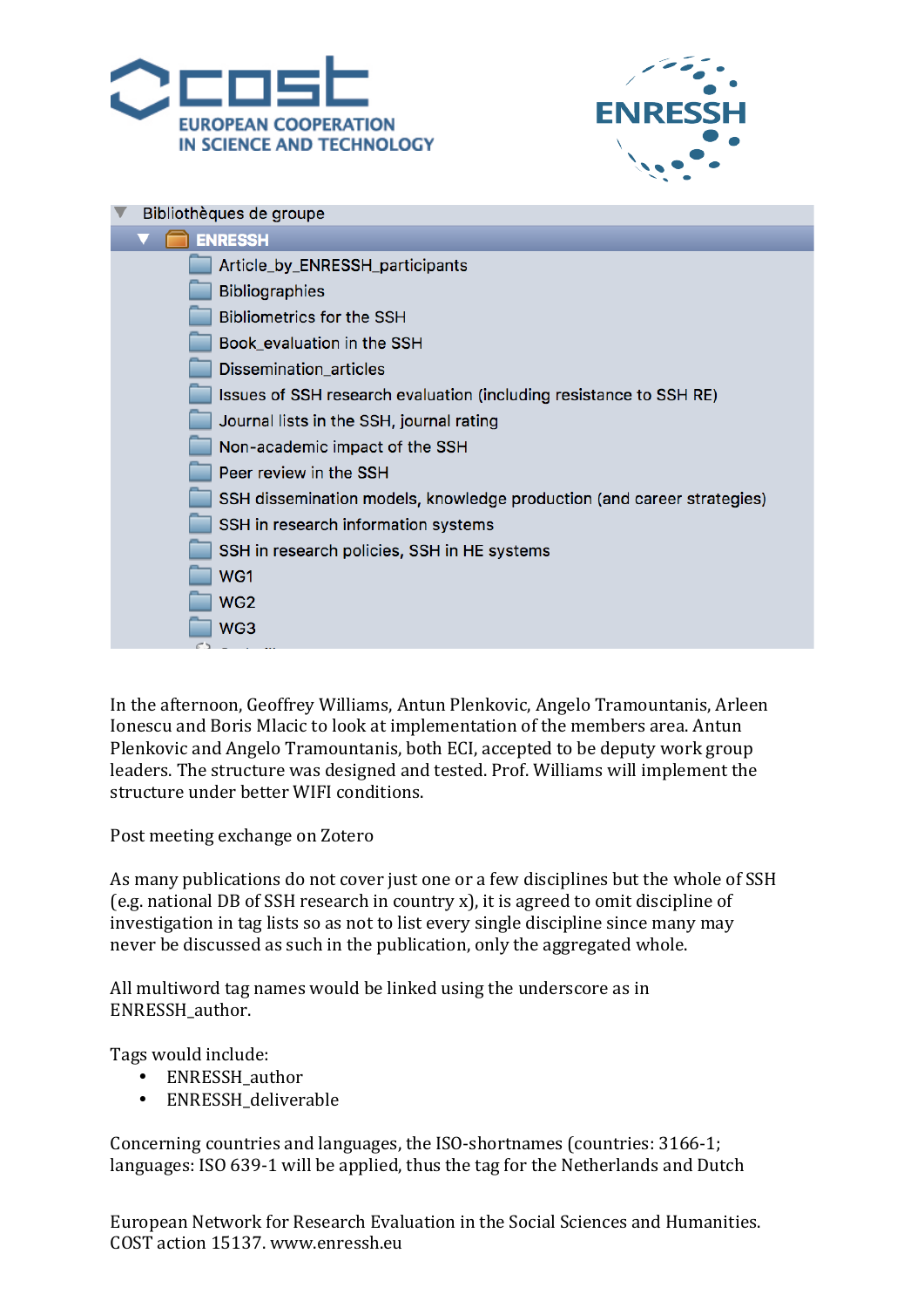Bibliothèques de groupe

- ENRESSH
  - Article_by_ENRESSH_participants
  - Bibliographies
  - Bibliometrics for the SSH
  - Book_evaluation in the SSH
  - Dissemination_articles
  - Issues of SSH research evaluation (including resistance to SSH RE)
  - Journal lists in the SSH, journal rating
  - Non-academic impact of the SSH
  - Peer review in the SSH
  - SSH dissemination models, knowledge production (and career strategies)
  - SSH in research information systems
  - SSH in research policies, SSH in HE systems
  - WG1
  - WG2
  - WG3

In the afternoon, Geoffrey Williams, Antun Plenkovic, Angelo Tramountanis, Arleen Ionescu and Boris Mlacic to look at implementation of the members area. Antun Plenkovic and Angelo Tramountanis, both ECI, accepted to be deputy work group leaders. The structure was designed and tested. Prof. Williams will implement the structure under better WIFI conditions.

Post meeting exchange on Zotero

As many publications do not cover just one or a few disciplines but the whole of SSH (e.g. national DB of SSH research in country x), it is agreed to omit discipline of investigation in tag lists so as not to list every single discipline since many may never be discussed as such in the publication, only the aggregated whole.

All multiword tag names would be linked using the underscore as in ENRESSH_author.

Tags would include:

- ENRESSH_author
- ENRESSH_deliverable

Concerning countries and languages, the ISO-shortnames (countries: 3166-1; languages: ISO 639-1 will be applied, thus the tag for the Netherlands and Dutch

European Network for Research Evaluation in the Social Sciences and Humanities. COST action 15137. www.enressh.eu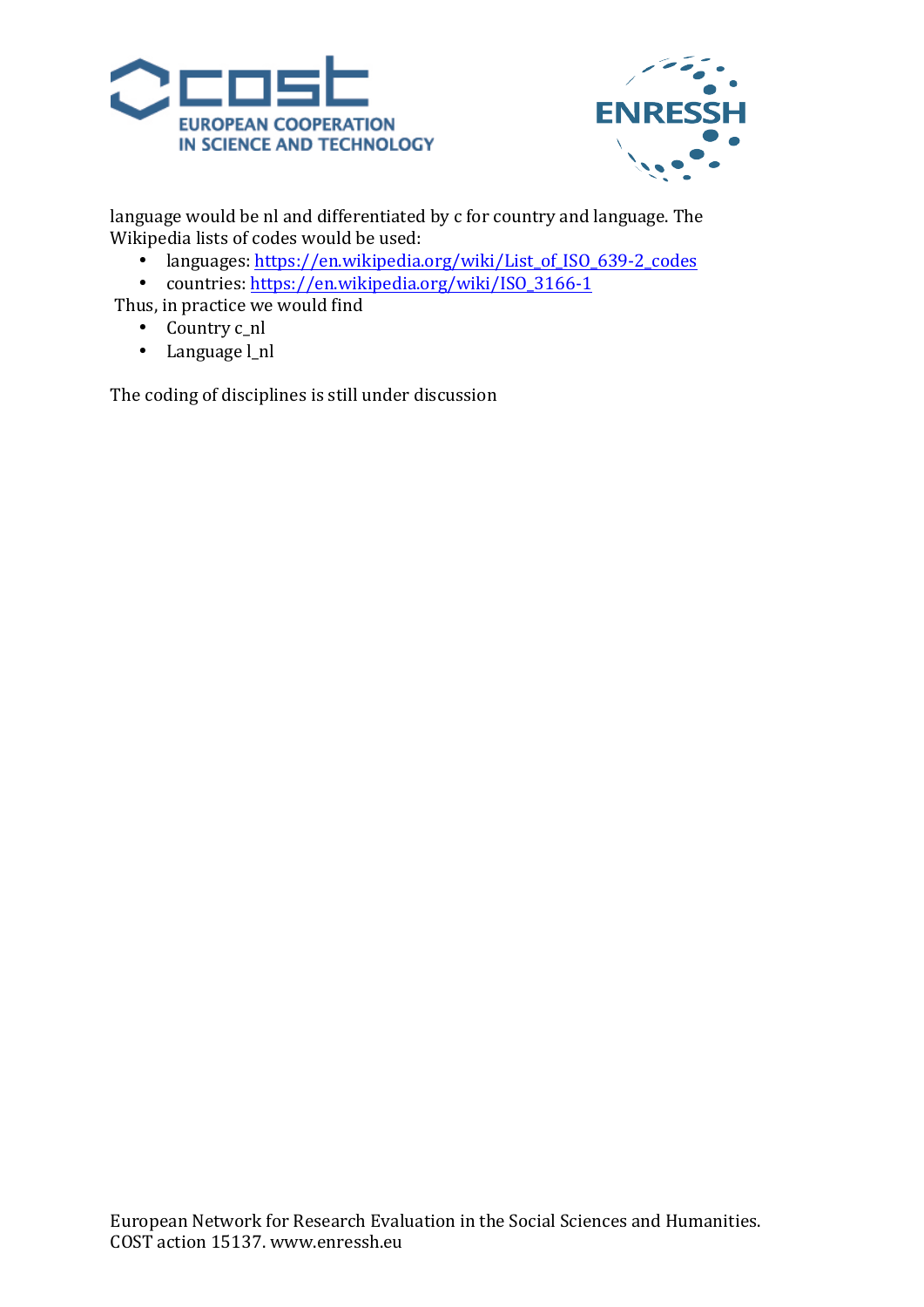language would be nl and differentiated by c for country and language. The Wikipedia lists of codes would be used:

- languages: https://en.wikipedia.org/wiki/List_of_ISO_639-2_codes
- countries: https://en.wikipedia.org/wiki/ISO_3166-1

Thus, in practice we would find

- Country c_nl
- Language l_nl

The coding of disciplines is still under discussion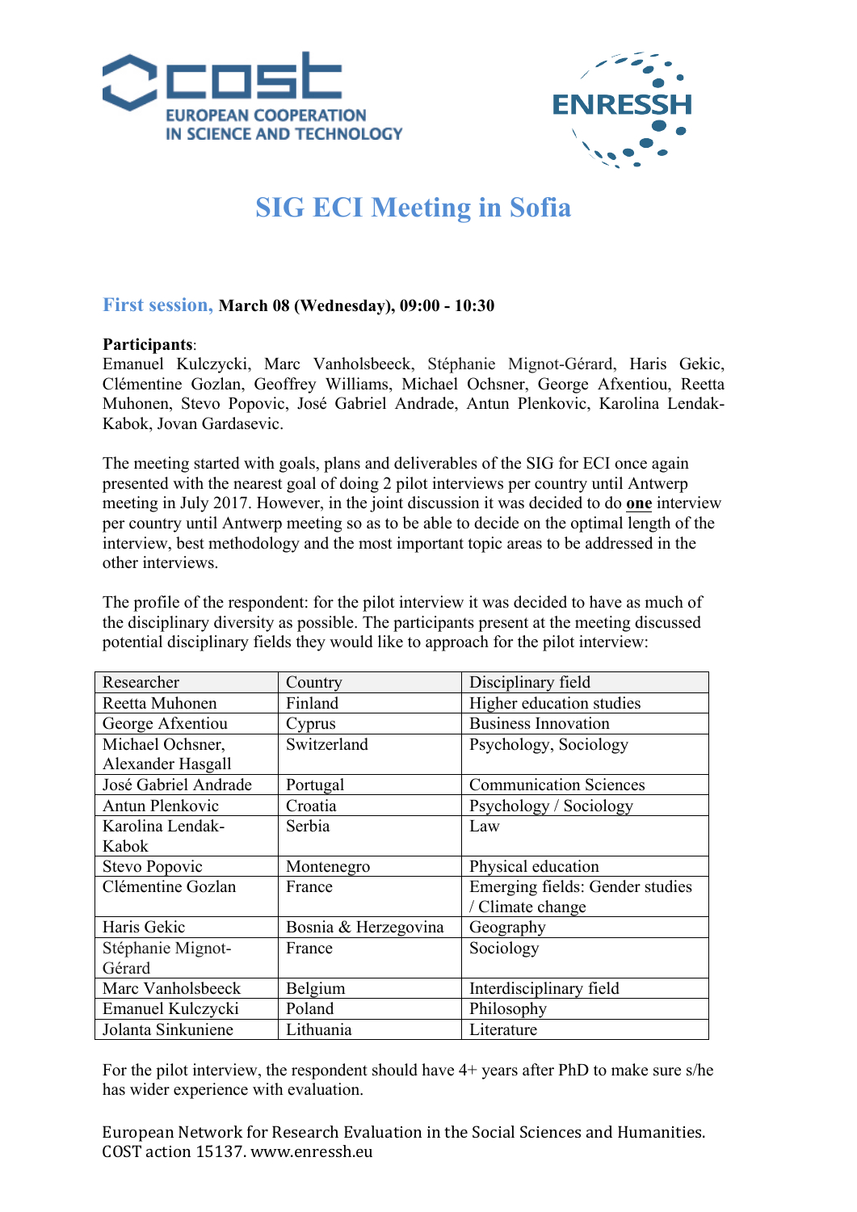# SIG ECI Meeting in Sofia

## First session, March 08 (Wednesday), 09:00 - 10:30

**Participants**:
Emanuel Kulczycki, Marc Vanholsbeeck, Stéphanie Mignot-Gérard, Haris Gekic, Clémentine Gozlan, Geoffrey Williams, Michael Ochsner, George Afxentiou, Reetta Muhonen, Stevo Popovic, José Gabriel Andrade, Antun Plenkovic, Karolina Lendak-Kabok, Jovan Gardasevic.

The meeting started with goals, plans and deliverables of the SIG for ECI once again presented with the nearest goal of doing 2 pilot interviews per country until Antwerp meeting in July 2017. However, in the joint discussion it was decided to do **one** interview per country until Antwerp meeting so as to be able to decide on the optimal length of the interview, best methodology and the most important topic areas to be addressed in the other interviews.

The profile of the respondent: for the pilot interview it was decided to have as much of the disciplinary diversity as possible. The participants present at the meeting discussed potential disciplinary fields they would like to approach for the pilot interview:

| Researcher | Country | Disciplinary field |
|---|---|---|
| Reetta Muhonen | Finland | Higher education studies |
| George Afxentiou | Cyprus | Business Innovation |
| Michael Ochsner, Alexander Hasgall | Switzerland | Psychology, Sociology |
| José Gabriel Andrade | Portugal | Communication Sciences |
| Antun Plenkovic | Croatia | Psychology / Sociology |
| Karolina Lendak-Kabok | Serbia | Law |
| Stevo Popovic | Montenegro | Physical education |
| Clémentine Gozlan | France | Emerging fields: Gender studies / Climate change |
| Haris Gekic | Bosnia & Herzegovina | Geography |
| Stéphanie Mignot-Gérard | France | Sociology |
| Marc Vanholsbeeck | Belgium | Interdisciplinary field |
| Emanuel Kulczycki | Poland | Philosophy |
| Jolanta Sinkuniene | Lithuania | Literature |

For the pilot interview, the respondent should have 4+ years after PhD to make sure s/he has wider experience with evaluation.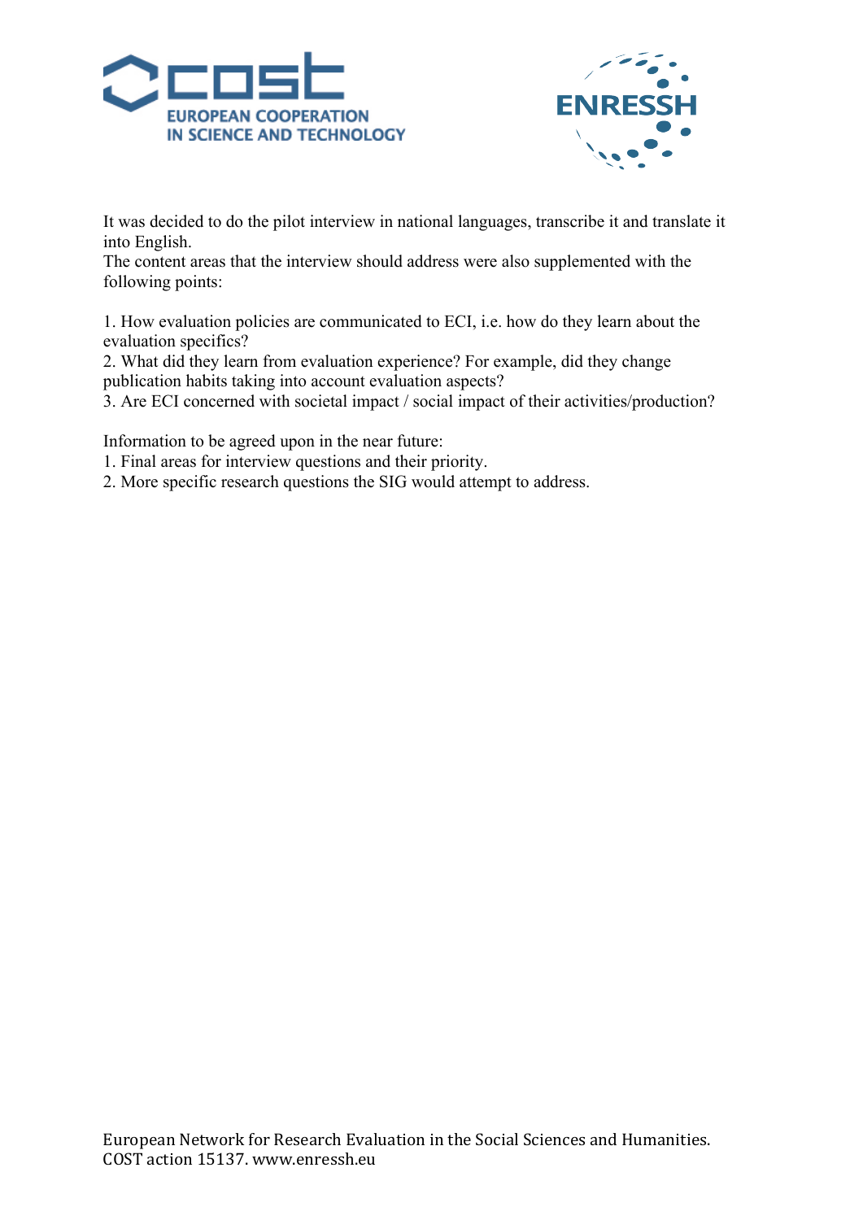It was decided to do the pilot interview in national languages, transcribe it and translate it into English.

The content areas that the interview should address were also supplemented with the following points:

1. How evaluation policies are communicated to ECI, i.e. how do they learn about the evaluation specifics?
2. What did they learn from evaluation experience? For example, did they change publication habits taking into account evaluation aspects?
3. Are ECI concerned with societal impact / social impact of their activities/production?

Information to be agreed upon in the near future:

1. Final areas for interview questions and their priority.
2. More specific research questions the SIG would attempt to address.